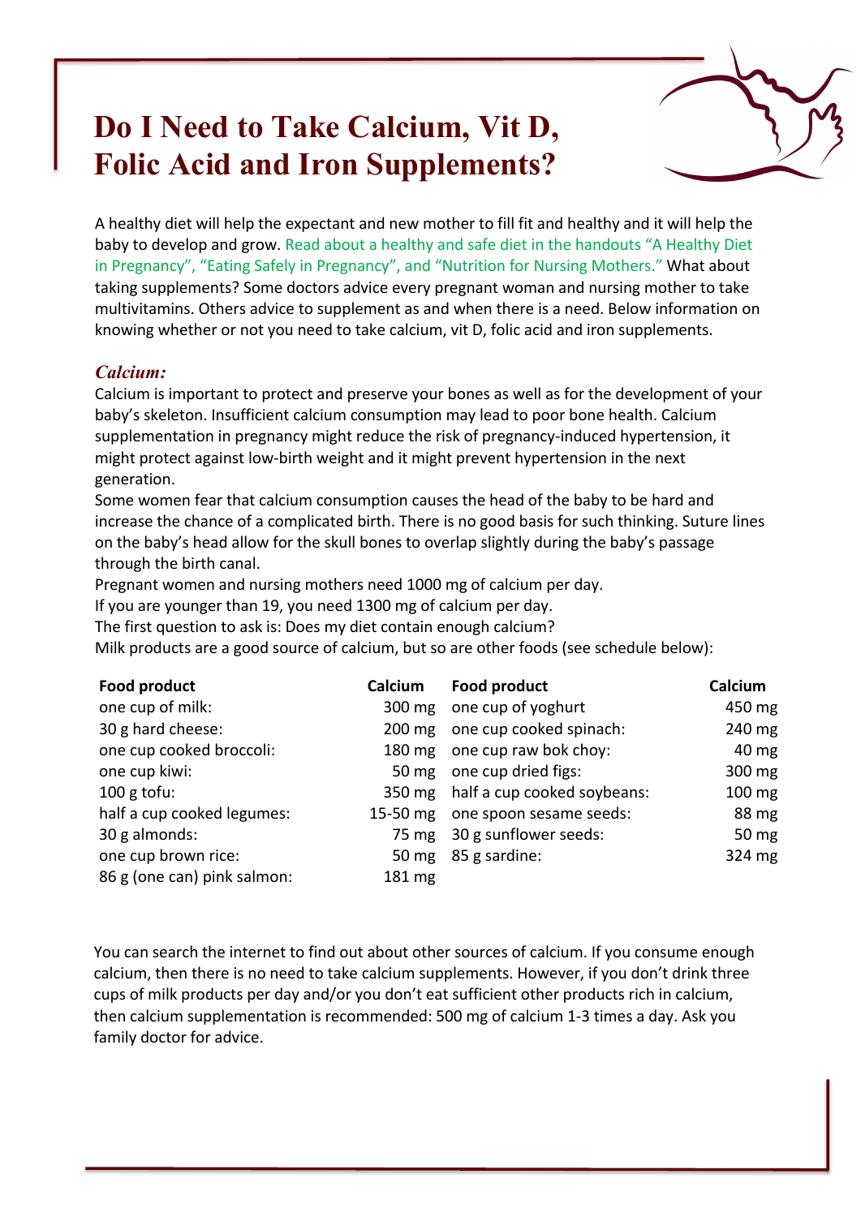# Do I Need to Take Calcium, Vit D, Folic Acid and Iron Supplements?

A healthy diet will help the expectant and new mother to fill fit and healthy and it will help the baby to develop and grow. Read about a healthy and safe diet in the handouts "A Healthy Diet in Pregnancy", "Eating Safely in Pregnancy", and "Nutrition for Nursing Mothers." What about taking supplements? Some doctors advice every pregnant woman and nursing mother to take multivitamins. Others advice to supplement as and when there is a need. Below information on knowing whether or not you need to take calcium, vit D, folic acid and iron supplements.

## *Calcium:*

Calcium is important to protect and preserve your bones as well as for the development of your baby's skeleton. Insufficient calcium consumption may lead to poor bone health. Calcium supplementation in pregnancy might reduce the risk of pregnancy-induced hypertension, it might protect against low-birth weight and it might prevent hypertension in the next generation.

Some women fear that calcium consumption causes the head of the baby to be hard and increase the chance of a complicated birth. There is no good basis for such thinking. Suture lines on the baby's head allow for the skull bones to overlap slightly during the baby's passage through the birth canal.

Pregnant women and nursing mothers need 1000 mg of calcium per day.

If you are younger than 19, you need 1300 mg of calcium per day.

The first question to ask is: Does my diet contain enough calcium?

Milk products are a good source of calcium, but so are other foods (see schedule below):

| Food product | Calcium | Food product | Calcium |
|---|---|---|---|
| one cup of milk: | 300 mg | one cup of yoghurt | 450 mg |
| 30 g hard cheese: | 200 mg | one cup cooked spinach: | 240 mg |
| one cup cooked broccoli: | 180 mg | one cup raw bok choy: | 40 mg |
| one cup kiwi: | 50 mg | one cup dried figs: | 300 mg |
| 100 g tofu: | 350 mg | half a cup cooked soybeans: | 100 mg |
| half a cup cooked legumes: | 15-50 mg | one spoon sesame seeds: | 88 mg |
| 30 g almonds: | 75 mg | 30 g sunflower seeds: | 50 mg |
| one cup brown rice: | 50 mg | 85 g sardine: | 324 mg |
| 86 g (one can) pink salmon: | 181 mg | | |

You can search the internet to find out about other sources of calcium. If you consume enough calcium, then there is no need to take calcium supplements. However, if you don't drink three cups of milk products per day and/or you don't eat sufficient other products rich in calcium, then calcium supplementation is recommended: 500 mg of calcium 1-3 times a day. Ask you family doctor for advice.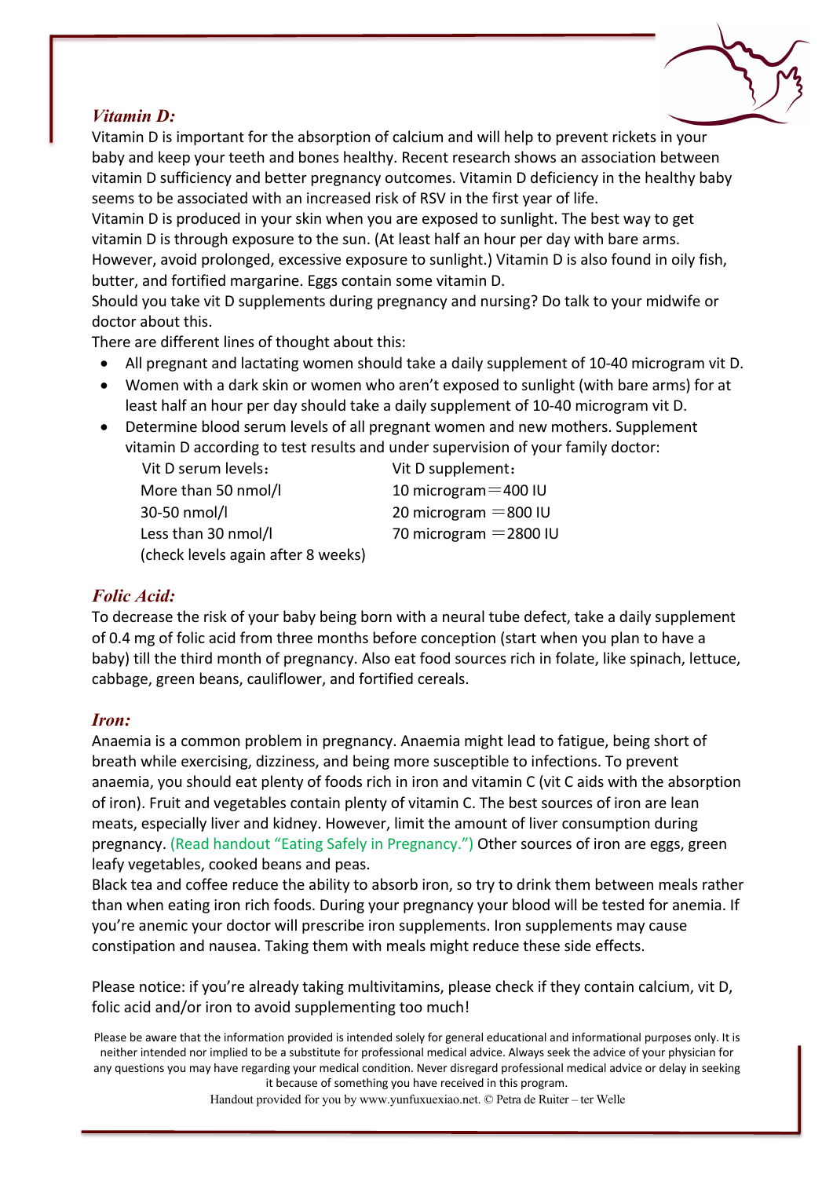### *Vitamin D:*

Vitamin D is important for the absorption of calcium and will help to prevent rickets in your baby and keep your teeth and bones healthy. Recent research shows an association between vitamin D sufficiency and better pregnancy outcomes. Vitamin D deficiency in the healthy baby seems to be associated with an increased risk of RSV in the first year of life.

Vitamin D is produced in your skin when you are exposed to sunlight. The best way to get vitamin D is through exposure to the sun. (At least half an hour per day with bare arms. However, avoid prolonged, excessive exposure to sunlight.) Vitamin D is also found in oily fish, butter, and fortified margarine. Eggs contain some vitamin D.

Should you take vit D supplements during pregnancy and nursing? Do talk to your midwife or doctor about this.

There are different lines of thought about this:

- All pregnant and lactating women should take a daily supplement of 10-40 microgram vit D.
- Women with a dark skin or women who aren't exposed to sunlight (with bare arms) for at least half an hour per day should take a daily supplement of 10-40 microgram vit D.
- Determine blood serum levels of all pregnant women and new mothers. Supplement vitamin D according to test results and under supervision of your family doctor:

| Vit D serum levels： | Vit D supplement： |
|---|---|
| More than 50 nmol/l | 10 microgram＝400 IU |
| 30-50 nmol/l | 20 microgram ＝800 IU |
| Less than 30 nmol/l | 70 microgram ＝2800 IU |
| (check levels again after 8 weeks) | |

### *Folic Acid:*

To decrease the risk of your baby being born with a neural tube defect, take a daily supplement of 0.4 mg of folic acid from three months before conception (start when you plan to have a baby) till the third month of pregnancy. Also eat food sources rich in folate, like spinach, lettuce, cabbage, green beans, cauliflower, and fortified cereals.

### *Iron:*

Anaemia is a common problem in pregnancy. Anaemia might lead to fatigue, being short of breath while exercising, dizziness, and being more susceptible to infections. To prevent anaemia, you should eat plenty of foods rich in iron and vitamin C (vit C aids with the absorption of iron). Fruit and vegetables contain plenty of vitamin C. The best sources of iron are lean meats, especially liver and kidney. However, limit the amount of liver consumption during pregnancy. (Read handout "Eating Safely in Pregnancy.") Other sources of iron are eggs, green leafy vegetables, cooked beans and peas.

Black tea and coffee reduce the ability to absorb iron, so try to drink them between meals rather than when eating iron rich foods. During your pregnancy your blood will be tested for anemia. If you're anemic your doctor will prescribe iron supplements. Iron supplements may cause constipation and nausea. Taking them with meals might reduce these side effects.

Please notice: if you're already taking multivitamins, please check if they contain calcium, vit D, folic acid and/or iron to avoid supplementing too much!

Please be aware that the information provided is intended solely for general educational and informational purposes only. It is neither intended nor implied to be a substitute for professional medical advice. Always seek the advice of your physician for any questions you may have regarding your medical condition. Never disregard professional medical advice or delay in seeking it because of something you have received in this program.

Handout provided for you by www.yunfuxuexiao.net. © Petra de Ruiter – ter Welle